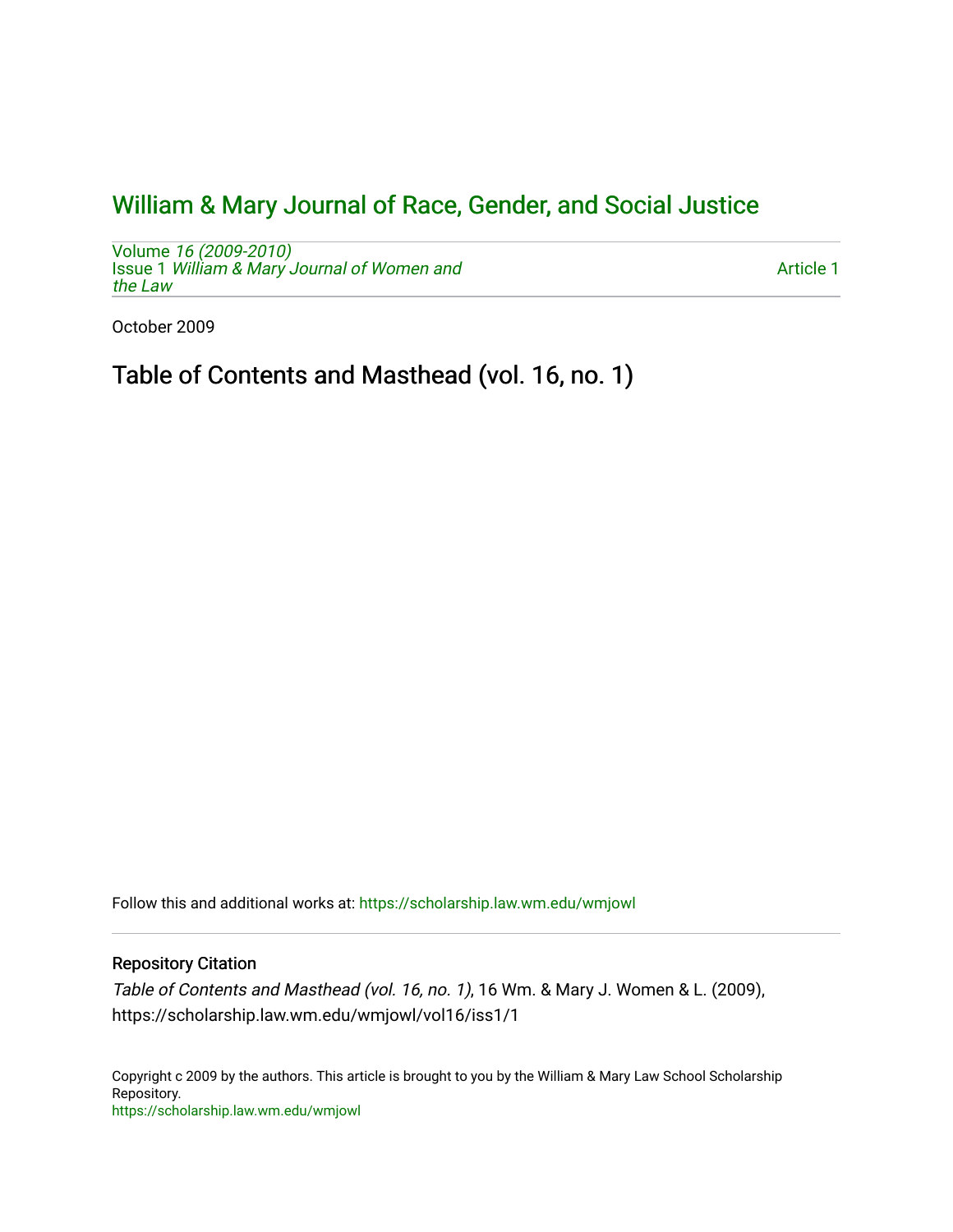# William & Mary Journal of Race, Gender, and Social Justice

Volume *16 (2009-2010)*
Issue 1 *William & Mary Journal of Women and the Law*

Article 1

October 2009

## Table of Contents and Masthead (vol. 16, no. 1)

Follow this and additional works at: https://scholarship.law.wm.edu/wmjowl

### Repository Citation

*Table of Contents and Masthead (vol. 16, no. 1)*, 16 Wm. & Mary J. Women & L. (2009), https://scholarship.law.wm.edu/wmjowl/vol16/iss1/1

Copyright c 2009 by the authors. This article is brought to you by the William & Mary Law School Scholarship Repository.
https://scholarship.law.wm.edu/wmjowl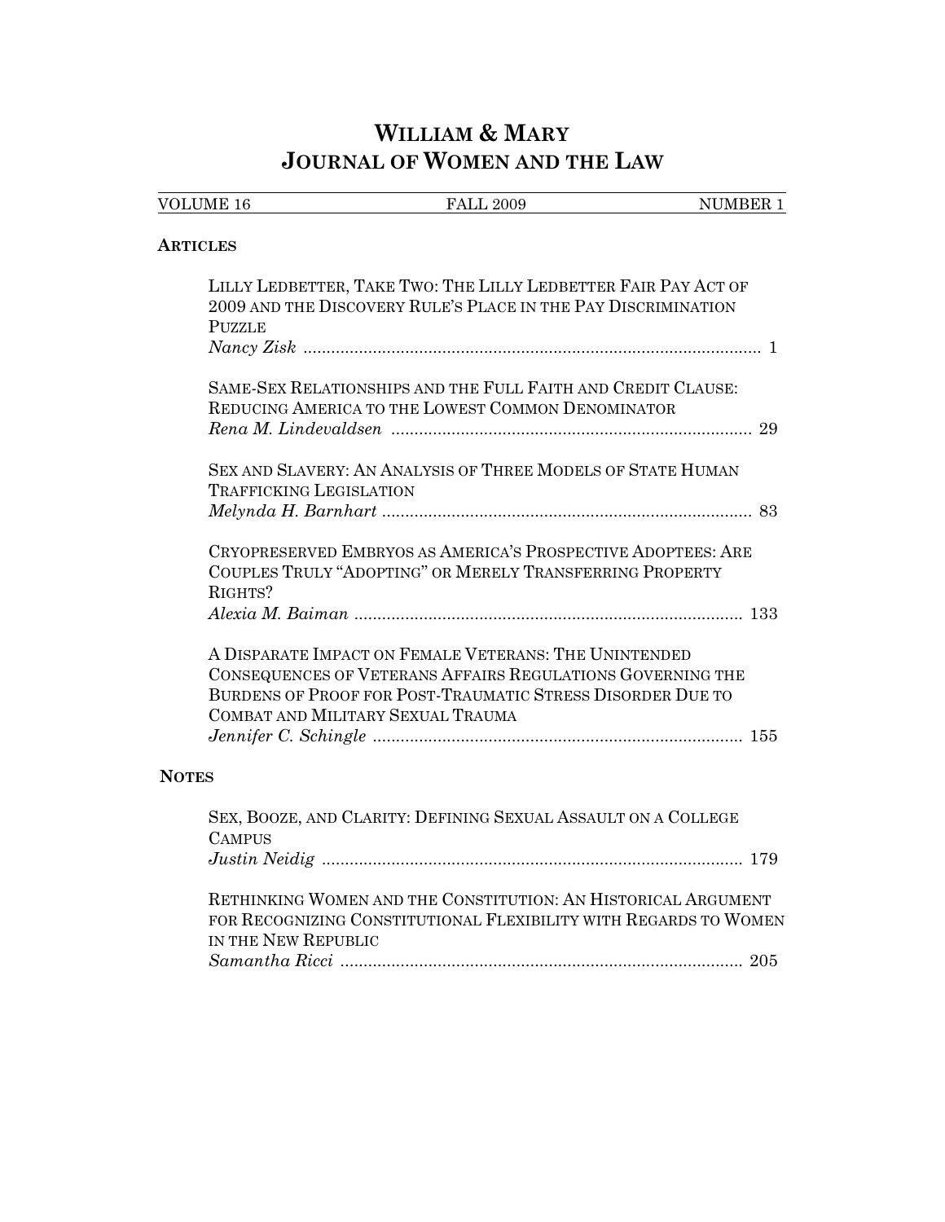# WILLIAM & MARY JOURNAL OF WOMEN AND THE LAW

VOLUME 16 FALL 2009 NUMBER 1

## ARTICLES

LILLY LEDBETTER, TAKE TWO: THE LILLY LEDBETTER FAIR PAY ACT OF 2009 AND THE DISCOVERY RULE'S PLACE IN THE PAY DISCRIMINATION PUZZLE
*Nancy Zisk* .................................................................................................. 1

SAME-SEX RELATIONSHIPS AND THE FULL FAITH AND CREDIT CLAUSE: REDUCING AMERICA TO THE LOWEST COMMON DENOMINATOR
*Rena M. Lindevaldsen* .............................................................................. 29

SEX AND SLAVERY: AN ANALYSIS OF THREE MODELS OF STATE HUMAN TRAFFICKING LEGISLATION
*Melynda H. Barnhart* ................................................................................ 83

CRYOPRESERVED EMBRYOS AS AMERICA'S PROSPECTIVE ADOPTEES: ARE COUPLES TRULY "ADOPTING" OR MERELY TRANSFERRING PROPERTY RIGHTS?
*Alexia M. Baiman* .................................................................................... 133

A DISPARATE IMPACT ON FEMALE VETERANS: THE UNINTENDED CONSEQUENCES OF VETERANS AFFAIRS REGULATIONS GOVERNING THE BURDENS OF PROOF FOR POST-TRAUMATIC STRESS DISORDER DUE TO COMBAT AND MILITARY SEXUAL TRAUMA
*Jennifer C. Schingle* ................................................................................ 155

## NOTES

SEX, BOOZE, AND CLARITY: DEFINING SEXUAL ASSAULT ON A COLLEGE CAMPUS
*Justin Neidig* ........................................................................................... 179

RETHINKING WOMEN AND THE CONSTITUTION: AN HISTORICAL ARGUMENT FOR RECOGNIZING CONSTITUTIONAL FLEXIBILITY WITH REGARDS TO WOMEN IN THE NEW REPUBLIC
*Samantha Ricci* ....................................................................................... 205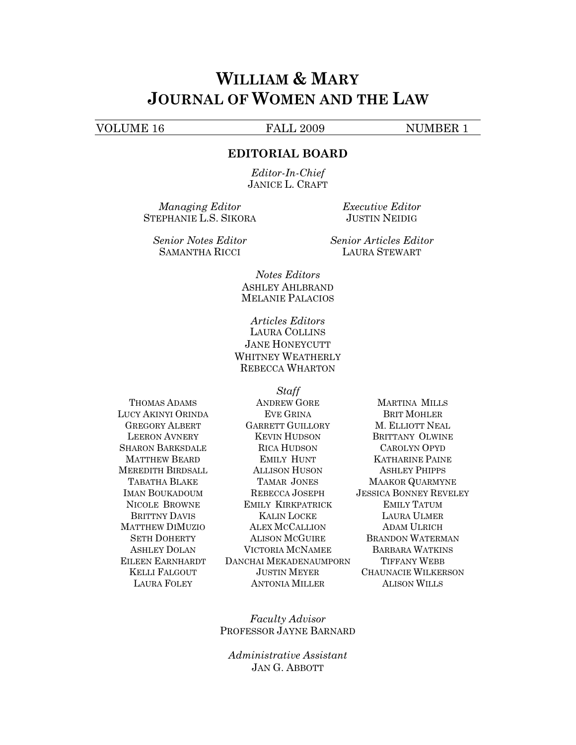# WILLIAM & MARY JOURNAL OF WOMEN AND THE LAW

VOLUME 16 FALL 2009 NUMBER 1

## EDITORIAL BOARD

*Editor-In-Chief*
JANICE L. CRAFT

*Managing Editor*
STEPHANIE L.S. SIKORA

*Executive Editor*
JUSTIN NEIDIG

*Senior Notes Editor*
SAMANTHA RICCI

*Senior Articles Editor*
LAURA STEWART

*Notes Editors*
ASHLEY AHLBRAND
MELANIE PALACIOS

*Articles Editors*
LAURA COLLINS
JANE HONEYCUTT
WHITNEY WEATHERLY
REBECCA WHARTON

*Staff*

THOMAS ADAMS
LUCY AKINYI ORINDA
GREGORY ALBERT
LEERON AVNERY
SHARON BARKSDALE
MATTHEW BEARD
MEREDITH BIRDSALL
TABATHA BLAKE
IMAN BOUKADOUM
NICOLE BROWNE
BRITTNY DAVIS
MATTHEW DIMUZIO
SETH DOHERTY
ASHLEY DOLAN
EILEEN EARNHARDT
KELLI FALGOUT
LAURA FOLEY
ANDREW GORE
EVE GRINA
GARRETT GUILLORY
KEVIN HUDSON
RICA HUDSON
EMILY HUNT
ALLISON HUSON
TAMAR JONES
REBECCA JOSEPH
EMILY KIRKPATRICK
KALIN LOCKE
ALEX MCCALLION
ALISON MCGUIRE
VICTORIA MCNAMEE
DANCHAI MEKADENAUMPORN
JUSTIN MEYER
ANTONIA MILLER
MARTINA MILLS
BRIT MOHLER
M. ELLIOTT NEAL
BRITTANY OLWINE
CAROLYN OPYD
KATHARINE PAINE
ASHLEY PHIPPS
MAAKOR QUARMYNE
JESSICA BONNEY REVELEY
EMILY TATUM
LAURA ULMER
ADAM ULRICH
BRANDON WATERMAN
BARBARA WATKINS
TIFFANY WEBB
CHAUNACIE WILKERSON
ALISON WILLS

*Faculty Advisor*
PROFESSOR JAYNE BARNARD

*Administrative Assistant*
JAN G. ABBOTT